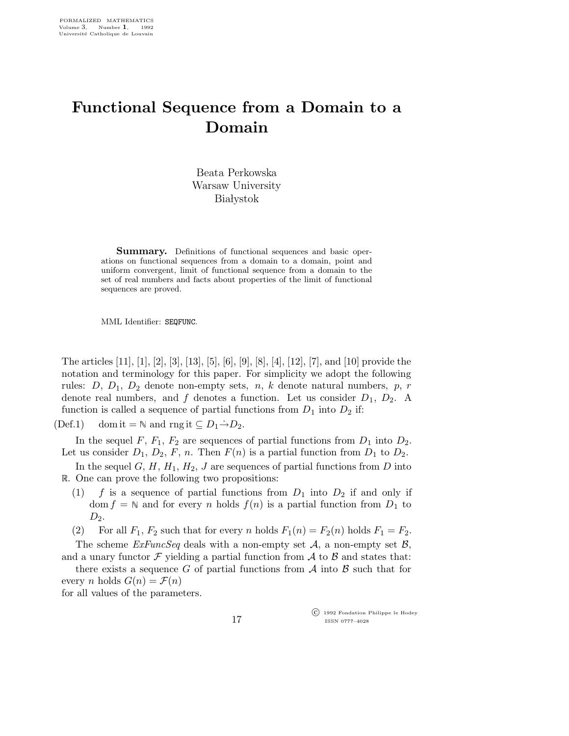# Functional Sequence from a Domain to a Domain

Beata Perkowska
Warsaw University
Białystok

**Summary.** Definitions of functional sequences and basic operations on functional sequences from a domain to a domain, point and uniform convergent, limit of functional sequence from a domain to the set of real numbers and facts about properties of the limit of functional sequences are proved.

MML Identifier: SEQFUNC.

The articles [11], [1], [2], [3], [13], [5], [6], [9], [8], [4], [12], [7], and [10] provide the notation and terminology for this paper. For simplicity we adopt the following rules: $D$, $D_1$, $D_2$ denote non-empty sets, $n$, $k$ denote natural numbers, $p$, $r$ denote real numbers, and $f$ denotes a function. Let us consider $D_1$, $D_2$. A function is called a sequence of partial functions from $D_1$ into $D_2$ if:

(Def.1) $\quad \operatorname{dom} \mathrm{it} = \mathbb{N}$ and $\operatorname{rng} \mathrm{it} \subseteq D_1 \dot{\rightarrow} D_2$.

In the sequel $F$, $F_1$, $F_2$ are sequences of partial functions from $D_1$ into $D_2$. Let us consider $D_1$, $D_2$, $F$, $n$. Then $F(n)$ is a partial function from $D_1$ to $D_2$.

In the sequel $G$, $H$, $H_1$, $H_2$, $J$ are sequences of partial functions from $D$ into $\mathbb{R}$. One can prove the following two propositions:

(1) $f$ is a sequence of partial functions from $D_1$ into $D_2$ if and only if $\operatorname{dom} f = \mathbb{N}$ and for every $n$ holds $f(n)$ is a partial function from $D_1$ to $D_2$.

(2) For all $F_1$, $F_2$ such that for every $n$ holds $F_1(n) = F_2(n)$ holds $F_1 = F_2$.

The scheme *ExFuncSeq* deals with a non-empty set $\mathcal{A}$, a non-empty set $\mathcal{B}$, and a unary functor $\mathcal{F}$ yielding a partial function from $\mathcal{A}$ to $\mathcal{B}$ and states that:

there exists a sequence $G$ of partial functions from $\mathcal{A}$ into $\mathcal{B}$ such that for every $n$ holds $G(n) = \mathcal{F}(n)$

for all values of the parameters.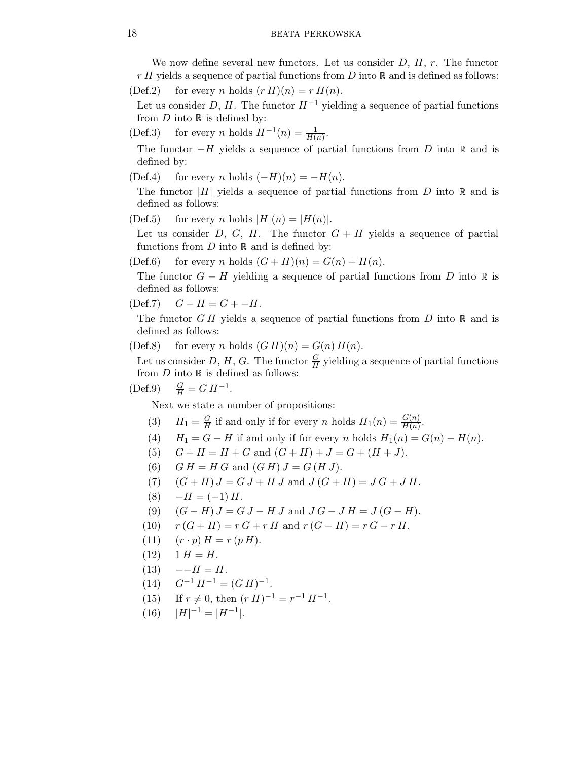We now define several new functors. Let us consider $D$, $H$, $r$. The functor $r\,H$ yields a sequence of partial functions from $D$ into $\mathbb{R}$ and is defined as follows:

(Def.2) for every $n$ holds $(r\,H)(n) = r\,H(n)$.

Let us consider $D$, $H$. The functor $H^{-1}$ yielding a sequence of partial functions from $D$ into $\mathbb{R}$ is defined by:

(Def.3) for every $n$ holds $H^{-1}(n) = \frac{1}{H(n)}$.

The functor $-H$ yields a sequence of partial functions from $D$ into $\mathbb{R}$ and is defined by:

(Def.4) for every $n$ holds $(-H)(n) = -H(n)$.

The functor $|H|$ yields a sequence of partial functions from $D$ into $\mathbb{R}$ and is defined as follows:

(Def.5) for every $n$ holds $|H|(n) = |H(n)|$.

Let us consider $D$, $G$, $H$. The functor $G + H$ yields a sequence of partial functions from $D$ into $\mathbb{R}$ and is defined by:

(Def.6) for every $n$ holds $(G + H)(n) = G(n) + H(n)$.

The functor $G - H$ yielding a sequence of partial functions from $D$ into $\mathbb{R}$ is defined as follows:

(Def.7) $G - H = G + -H$.

The functor $G\,H$ yields a sequence of partial functions from $D$ into $\mathbb{R}$ and is defined as follows:

(Def.8) for every $n$ holds $(G\,H)(n) = G(n)\,H(n)$.

Let us consider $D$, $H$, $G$. The functor $\frac{G}{H}$ yielding a sequence of partial functions from $D$ into $\mathbb{R}$ is defined as follows:

(Def.9) $\frac{G}{H} = G\,H^{-1}$.

Next we state a number of propositions:

(3) $H_1 = \frac{G}{H}$ if and only if for every $n$ holds $H_1(n) = \frac{G(n)}{H(n)}$.

(4) $H_1 = G - H$ if and only if for every $n$ holds $H_1(n) = G(n) - H(n)$.

(5) $G + H = H + G$ and $(G + H) + J = G + (H + J)$.

(6) $G\,H = H\,G$ and $(G\,H)\,J = G\,(H\,J)$.

(7) $(G + H)\,J = G\,J + H\,J$ and $J\,(G + H) = J\,G + J\,H$.

(8) $-H = (-1)\,H$.

(9) $(G - H)\,J = G\,J - H\,J$ and $J\,G - J\,H = J\,(G - H)$.

(10) $r\,(G + H) = r\,G + r\,H$ and $r\,(G - H) = r\,G - r\,H$.

(11) $(r \cdot p)\,H = r\,(p\,H)$.

(12) $1\,H = H$.

(13) $--H = H$.

(14) $G^{-1}\,H^{-1} = (G\,H)^{-1}$.

(15) If $r \neq 0$, then $(r\,H)^{-1} = r^{-1}\,H^{-1}$.

(16) $|H|^{-1} = |H^{-1}|$.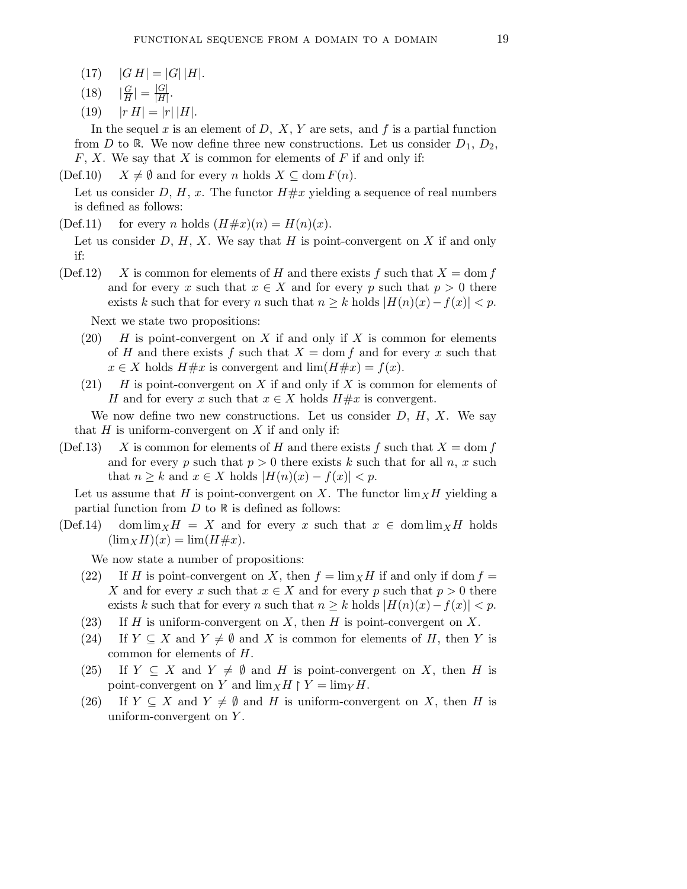(17) $|G\,H| = |G|\,|H|$.

(18) $|\frac{G}{H}| = \frac{|G|}{|H|}$.

(19) $|r\,H| = |r|\,|H|$.

In the sequel $x$ is an element of $D$, $X$, $Y$ are sets, and $f$ is a partial function from $D$ to $\mathbb{R}$. We now define three new constructions. Let us consider $D_1$, $D_2$, $F$, $X$. We say that $X$ is common for elements of $F$ if and only if:

(Def.10) $X \neq \emptyset$ and for every $n$ holds $X \subseteq \operatorname{dom} F(n)$.

Let us consider $D$, $H$, $x$. The functor $H\#x$ yielding a sequence of real numbers is defined as follows:

(Def.11) for every $n$ holds $(H\#x)(n) = H(n)(x)$.

Let us consider $D$, $H$, $X$. We say that $H$ is point-convergent on $X$ if and only if:

(Def.12) $X$ is common for elements of $H$ and there exists $f$ such that $X = \operatorname{dom} f$ and for every $x$ such that $x \in X$ and for every $p$ such that $p > 0$ there exists $k$ such that for every $n$ such that $n \geq k$ holds $|H(n)(x) - f(x)| < p$.

Next we state two propositions:

(20) $H$ is point-convergent on $X$ if and only if $X$ is common for elements of $H$ and there exists $f$ such that $X = \operatorname{dom} f$ and for every $x$ such that $x \in X$ holds $H\#x$ is convergent and $\lim(H\#x) = f(x)$.

(21) $H$ is point-convergent on $X$ if and only if $X$ is common for elements of $H$ and for every $x$ such that $x \in X$ holds $H\#x$ is convergent.

We now define two new constructions. Let us consider $D$, $H$, $X$. We say that $H$ is uniform-convergent on $X$ if and only if:

(Def.13) $X$ is common for elements of $H$ and there exists $f$ such that $X = \operatorname{dom} f$ and for every $p$ such that $p > 0$ there exists $k$ such that for all $n$, $x$ such that $n \geq k$ and $x \in X$ holds $|H(n)(x) - f(x)| < p$.

Let us assume that $H$ is point-convergent on $X$. The functor $\lim_X H$ yielding a partial function from $D$ to $\mathbb{R}$ is defined as follows:

(Def.14) $\operatorname{dom} \lim_X H = X$ and for every $x$ such that $x \in \operatorname{dom} \lim_X H$ holds $(\lim_X H)(x) = \lim(H\#x)$.

We now state a number of propositions:

(22) If $H$ is point-convergent on $X$, then $f = \lim_X H$ if and only if $\operatorname{dom} f = X$ and for every $x$ such that $x \in X$ and for every $p$ such that $p > 0$ there exists $k$ such that for every $n$ such that $n \geq k$ holds $|H(n)(x) - f(x)| < p$.

(23) If $H$ is uniform-convergent on $X$, then $H$ is point-convergent on $X$.

(24) If $Y \subseteq X$ and $Y \neq \emptyset$ and $X$ is common for elements of $H$, then $Y$ is common for elements of $H$.

(25) If $Y \subseteq X$ and $Y \neq \emptyset$ and $H$ is point-convergent on $X$, then $H$ is point-convergent on $Y$ and $\lim_X H \restriction Y = \lim_Y H$.

(26) If $Y \subseteq X$ and $Y \neq \emptyset$ and $H$ is uniform-convergent on $X$, then $H$ is uniform-convergent on $Y$.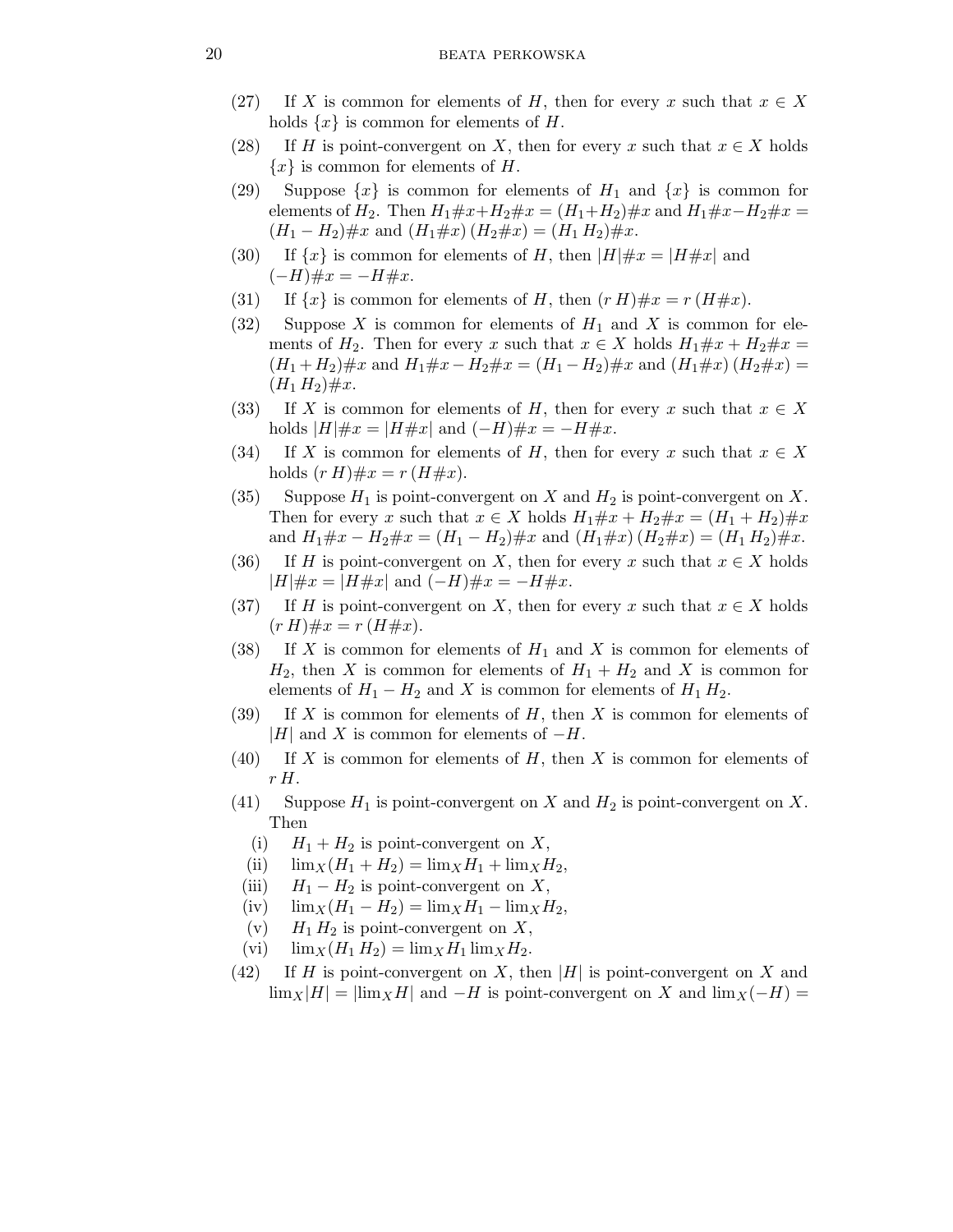(27) If $X$ is common for elements of $H$, then for every $x$ such that $x \in X$ holds $\{x\}$ is common for elements of $H$.

(28) If $H$ is point-convergent on $X$, then for every $x$ such that $x \in X$ holds $\{x\}$ is common for elements of $H$.

(29) Suppose $\{x\}$ is common for elements of $H_1$ and $\{x\}$ is common for elements of $H_2$. Then $H_1\#x + H_2\#x = (H_1 + H_2)\#x$ and $H_1\#x - H_2\#x = (H_1 - H_2)\#x$ and $(H_1\#x)\,(H_2\#x) = (H_1\,H_2)\#x$.

(30) If $\{x\}$ is common for elements of $H$, then $|H|\#x = |H\#x|$ and $(-H)\#x = -H\#x$.

(31) If $\{x\}$ is common for elements of $H$, then $(r\,H)\#x = r\,(H\#x)$.

(32) Suppose $X$ is common for elements of $H_1$ and $X$ is common for elements of $H_2$. Then for every $x$ such that $x \in X$ holds $H_1\#x + H_2\#x = (H_1 + H_2)\#x$ and $H_1\#x - H_2\#x = (H_1 - H_2)\#x$ and $(H_1\#x)\,(H_2\#x) = (H_1\,H_2)\#x$.

(33) If $X$ is common for elements of $H$, then for every $x$ such that $x \in X$ holds $|H|\#x = |H\#x|$ and $(-H)\#x = -H\#x$.

(34) If $X$ is common for elements of $H$, then for every $x$ such that $x \in X$ holds $(r\,H)\#x = r\,(H\#x)$.

(35) Suppose $H_1$ is point-convergent on $X$ and $H_2$ is point-convergent on $X$. Then for every $x$ such that $x \in X$ holds $H_1\#x + H_2\#x = (H_1 + H_2)\#x$ and $H_1\#x - H_2\#x = (H_1 - H_2)\#x$ and $(H_1\#x)\,(H_2\#x) = (H_1\,H_2)\#x$.

(36) If $H$ is point-convergent on $X$, then for every $x$ such that $x \in X$ holds $|H|\#x = |H\#x|$ and $(-H)\#x = -H\#x$.

(37) If $H$ is point-convergent on $X$, then for every $x$ such that $x \in X$ holds $(r\,H)\#x = r\,(H\#x)$.

(38) If $X$ is common for elements of $H_1$ and $X$ is common for elements of $H_2$, then $X$ is common for elements of $H_1 + H_2$ and $X$ is common for elements of $H_1 - H_2$ and $X$ is common for elements of $H_1\,H_2$.

(39) If $X$ is common for elements of $H$, then $X$ is common for elements of $|H|$ and $X$ is common for elements of $-H$.

(40) If $X$ is common for elements of $H$, then $X$ is common for elements of $r\,H$.

(41) Suppose $H_1$ is point-convergent on $X$ and $H_2$ is point-convergent on $X$. Then

- (i) $H_1 + H_2$ is point-convergent on $X$,
- (ii) $\lim_X(H_1 + H_2) = \lim_X H_1 + \lim_X H_2$,
- (iii) $H_1 - H_2$ is point-convergent on $X$,
- (iv) $\lim_X(H_1 - H_2) = \lim_X H_1 - \lim_X H_2$,
- (v) $H_1\,H_2$ is point-convergent on $X$,
- (vi) $\lim_X(H_1\,H_2) = \lim_X H_1 \lim_X H_2$.

(42) If $H$ is point-convergent on $X$, then $|H|$ is point-convergent on $X$ and $\lim_X|H| = |\lim_X H|$ and $-H$ is point-convergent on $X$ and $\lim_X(-H) =$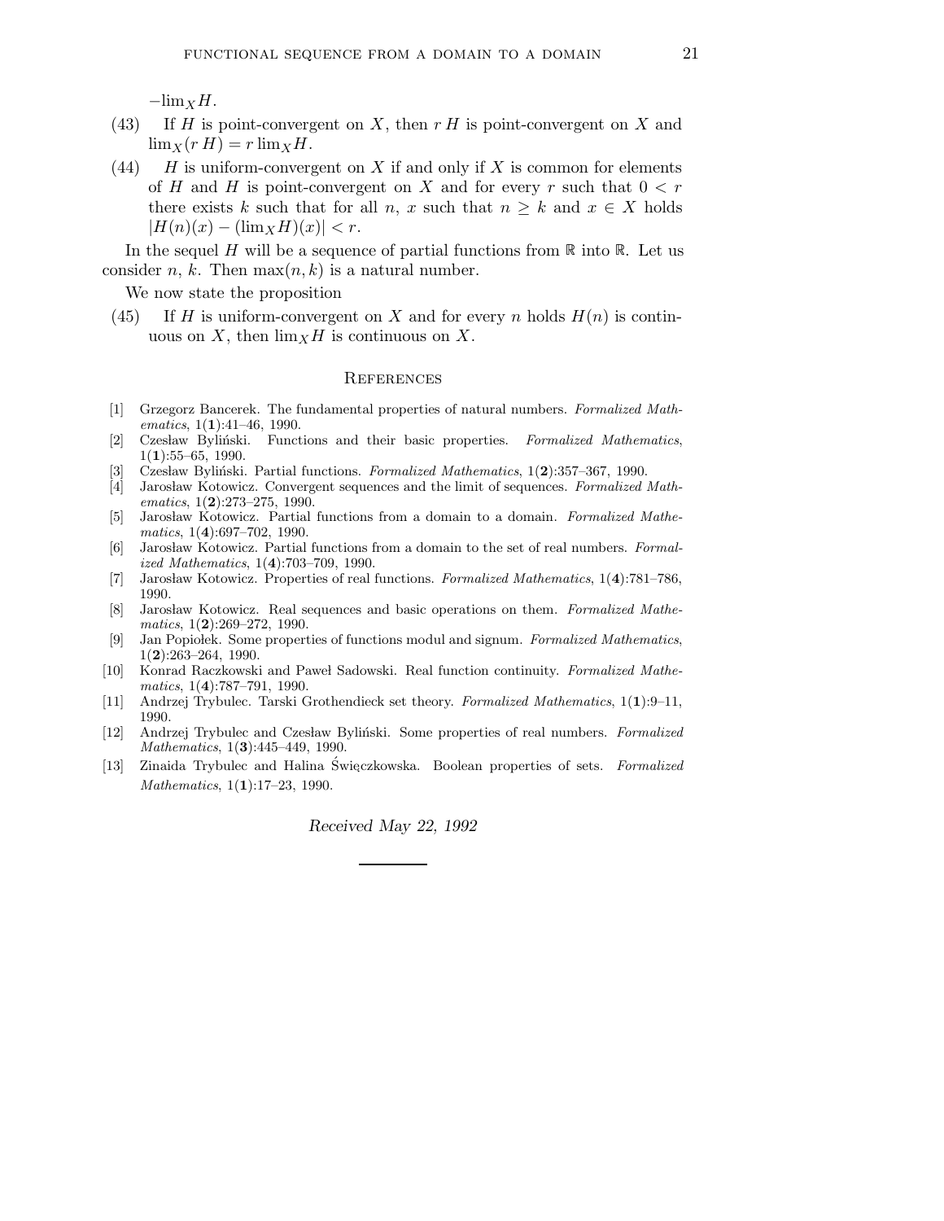$-\lim_X H$.

(43) If $H$ is point-convergent on $X$, then $r\,H$ is point-convergent on $X$ and $\lim_X(r\,H) = r \lim_X H$.

(44) $H$ is uniform-convergent on $X$ if and only if $X$ is common for elements of $H$ and $H$ is point-convergent on $X$ and for every $r$ such that $0 < r$ there exists $k$ such that for all $n$, $x$ such that $n \geq k$ and $x \in X$ holds $|H(n)(x) - (\lim_X H)(x)| < r$.

In the sequel $H$ will be a sequence of partial functions from $\mathbb{R}$ into $\mathbb{R}$. Let us consider $n$, $k$. Then $\max(n, k)$ is a natural number.

We now state the proposition

(45) If $H$ is uniform-convergent on $X$ and for every $n$ holds $H(n)$ is continuous on $X$, then $\lim_X H$ is continuous on $X$.

## References

[1] Grzegorz Bancerek. The fundamental properties of natural numbers. *Formalized Mathematics*, 1(**1**):41–46, 1990.

[2] Czesław Byliński. Functions and their basic properties. *Formalized Mathematics*, 1(**1**):55–65, 1990.

[3] Czesław Byliński. Partial functions. *Formalized Mathematics*, 1(**2**):357–367, 1990.

[4] Jarosław Kotowicz. Convergent sequences and the limit of sequences. *Formalized Mathematics*, 1(**2**):273–275, 1990.

[5] Jarosław Kotowicz. Partial functions from a domain to a domain. *Formalized Mathematics*, 1(**4**):697–702, 1990.

[6] Jarosław Kotowicz. Partial functions from a domain to the set of real numbers. *Formalized Mathematics*, 1(**4**):703–709, 1990.

[7] Jarosław Kotowicz. Properties of real functions. *Formalized Mathematics*, 1(**4**):781–786, 1990.

[8] Jarosław Kotowicz. Real sequences and basic operations on them. *Formalized Mathematics*, 1(**2**):269–272, 1990.

[9] Jan Popiołek. Some properties of functions modul and signum. *Formalized Mathematics*, 1(**2**):263–264, 1990.

[10] Konrad Raczkowski and Paweł Sadowski. Real function continuity. *Formalized Mathematics*, 1(**4**):787–791, 1990.

[11] Andrzej Trybulec. Tarski Grothendieck set theory. *Formalized Mathematics*, 1(**1**):9–11, 1990.

[12] Andrzej Trybulec and Czesław Byliński. Some properties of real numbers. *Formalized Mathematics*, 1(**3**):445–449, 1990.

[13] Zinaida Trybulec and Halina Święczkowska. Boolean properties of sets. *Formalized Mathematics*, 1(**1**):17–23, 1990.

*Received May 22, 1992*